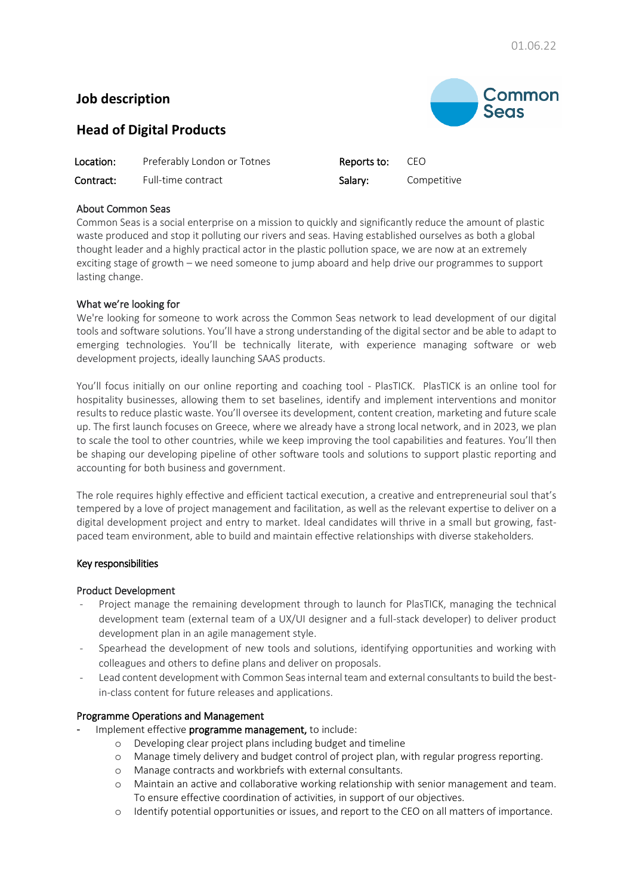01.06.22

# Job description

## Head of Digital Products

| | | | |
|---|---|---|---|
| **Location:** | Preferably London or Totnes | **Reports to:** | CEO |
| **Contract:** | Full-time contract | **Salary:** | Competitive |

### About Common Seas

Common Seas is a social enterprise on a mission to quickly and significantly reduce the amount of plastic waste produced and stop it polluting our rivers and seas. Having established ourselves as both a global thought leader and a highly practical actor in the plastic pollution space, we are now at an extremely exciting stage of growth – we need someone to jump aboard and help drive our programmes to support lasting change.

### What we're looking for

We're looking for someone to work across the Common Seas network to lead development of our digital tools and software solutions. You'll have a strong understanding of the digital sector and be able to adapt to emerging technologies. You'll be technically literate, with experience managing software or web development projects, ideally launching SAAS products.

You'll focus initially on our online reporting and coaching tool - PlasTICK. PlasTICK is an online tool for hospitality businesses, allowing them to set baselines, identify and implement interventions and monitor results to reduce plastic waste. You'll oversee its development, content creation, marketing and future scale up. The first launch focuses on Greece, where we already have a strong local network, and in 2023, we plan to scale the tool to other countries, while we keep improving the tool capabilities and features. You'll then be shaping our developing pipeline of other software tools and solutions to support plastic reporting and accounting for both business and government.

The role requires highly effective and efficient tactical execution, a creative and entrepreneurial soul that's tempered by a love of project management and facilitation, as well as the relevant expertise to deliver on a digital development project and entry to market. Ideal candidates will thrive in a small but growing, fast-paced team environment, able to build and maintain effective relationships with diverse stakeholders.

### Key responsibilities

#### Product Development

- Project manage the remaining development through to launch for PlasTICK, managing the technical development team (external team of a UX/UI designer and a full-stack developer) to deliver product development plan in an agile management style.
- Spearhead the development of new tools and solutions, identifying opportunities and working with colleagues and others to define plans and deliver on proposals.
- Lead content development with Common Seas internal team and external consultants to build the best-in-class content for future releases and applications.

#### Programme Operations and Management

- Implement effective **programme management,** to include:
  - Developing clear project plans including budget and timeline
  - Manage timely delivery and budget control of project plan, with regular progress reporting.
  - Manage contracts and workbriefs with external consultants.
  - Maintain an active and collaborative working relationship with senior management and team. To ensure effective coordination of activities, in support of our objectives.
  - Identify potential opportunities or issues, and report to the CEO on all matters of importance.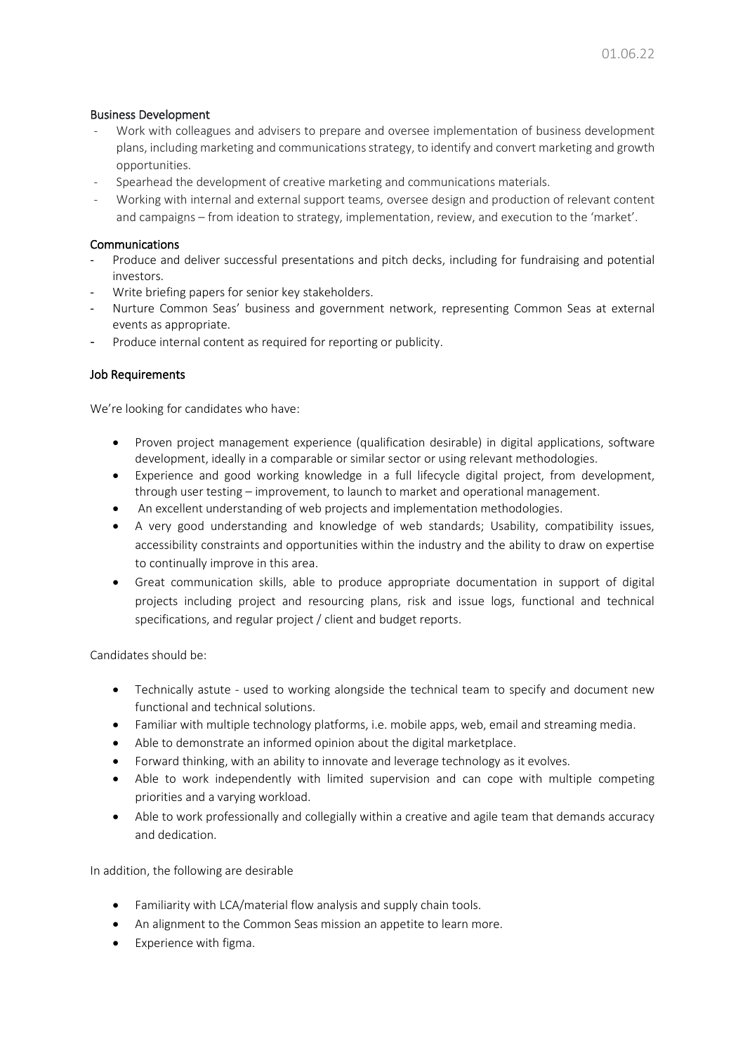### Business Development

- Work with colleagues and advisers to prepare and oversee implementation of business development plans, including marketing and communications strategy, to identify and convert marketing and growth opportunities.
- Spearhead the development of creative marketing and communications materials.
- Working with internal and external support teams, oversee design and production of relevant content and campaigns – from ideation to strategy, implementation, review, and execution to the 'market'.

### Communications

- Produce and deliver successful presentations and pitch decks, including for fundraising and potential investors.
- Write briefing papers for senior key stakeholders.
- Nurture Common Seas' business and government network, representing Common Seas at external events as appropriate.
- Produce internal content as required for reporting or publicity.

### Job Requirements

We're looking for candidates who have:

- Proven project management experience (qualification desirable) in digital applications, software development, ideally in a comparable or similar sector or using relevant methodologies.
- Experience and good working knowledge in a full lifecycle digital project, from development, through user testing – improvement, to launch to market and operational management.
- An excellent understanding of web projects and implementation methodologies.
- A very good understanding and knowledge of web standards; Usability, compatibility issues, accessibility constraints and opportunities within the industry and the ability to draw on expertise to continually improve in this area.
- Great communication skills, able to produce appropriate documentation in support of digital projects including project and resourcing plans, risk and issue logs, functional and technical specifications, and regular project / client and budget reports.

Candidates should be:

- Technically astute - used to working alongside the technical team to specify and document new functional and technical solutions.
- Familiar with multiple technology platforms, i.e. mobile apps, web, email and streaming media.
- Able to demonstrate an informed opinion about the digital marketplace.
- Forward thinking, with an ability to innovate and leverage technology as it evolves.
- Able to work independently with limited supervision and can cope with multiple competing priorities and a varying workload.
- Able to work professionally and collegially within a creative and agile team that demands accuracy and dedication.

In addition, the following are desirable

- Familiarity with LCA/material flow analysis and supply chain tools.
- An alignment to the Common Seas mission an appetite to learn more.
- Experience with figma.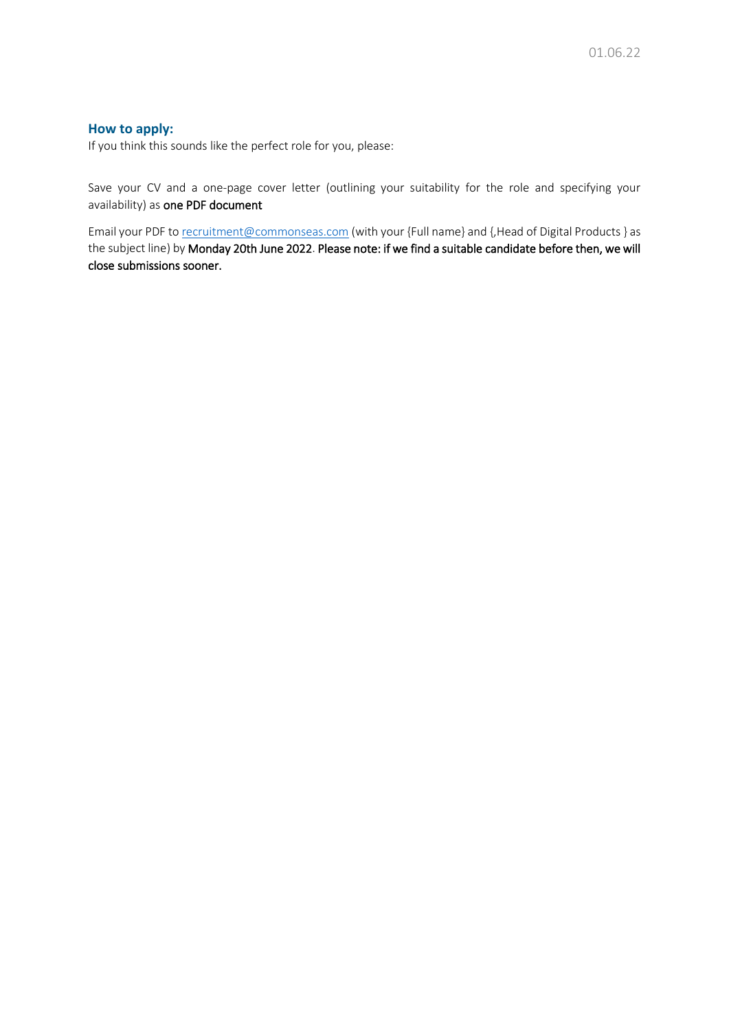01.06.22

## How to apply:

If you think this sounds like the perfect role for you, please:

Save your CV and a one-page cover letter (outlining your suitability for the role and specifying your availability) as **one PDF document**

Email your PDF to [recruitment@commonseas.com](mailto:recruitment@commonseas.com) (with your {Full name} and {,Head of Digital Products } as the subject line) by **Monday 20th June 2022**. **Please note: if we find a suitable candidate before then, we will close submissions sooner.**